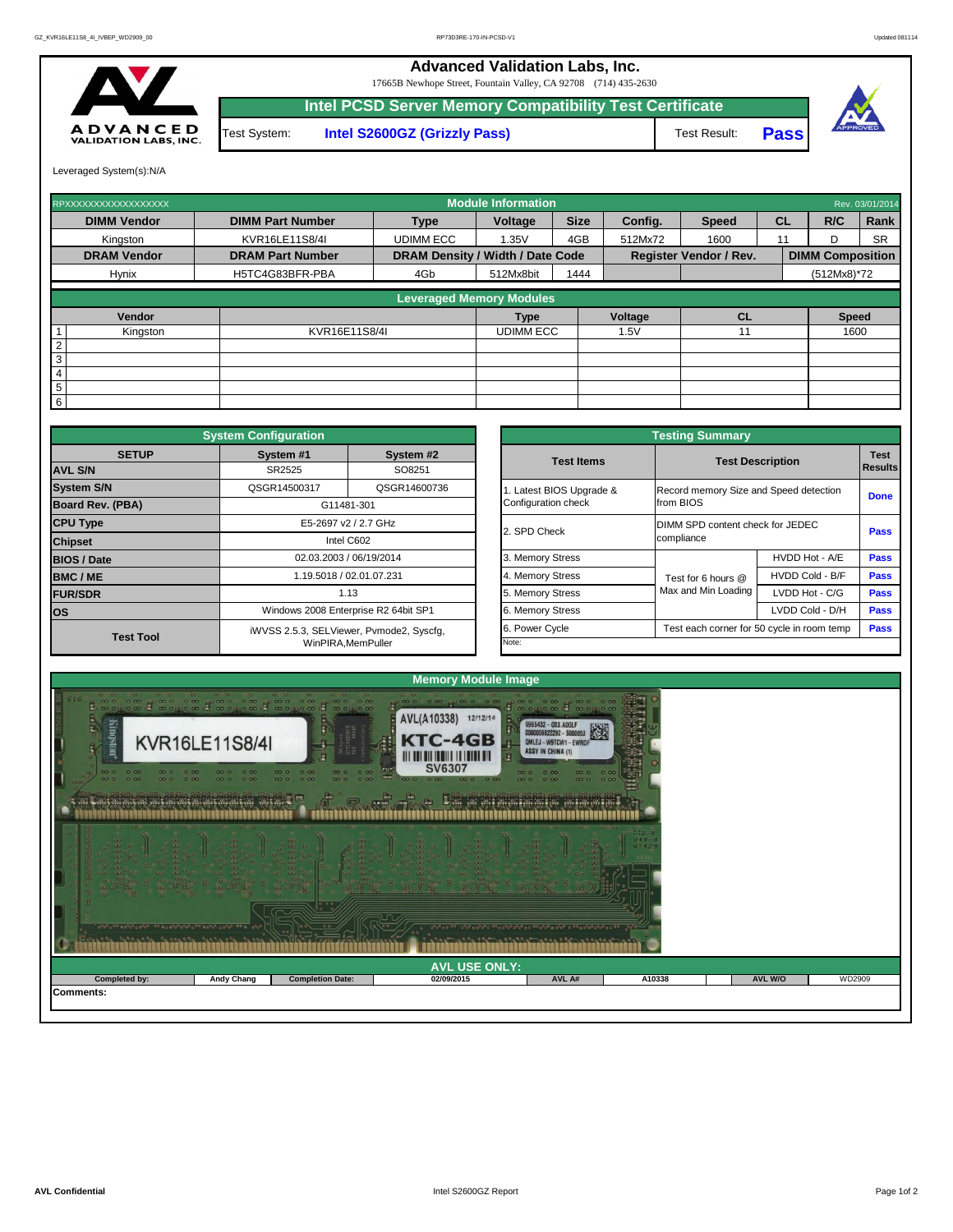# Advanced Validation Labs, Inc.

17665B Newhope Street, Fountain Valley, CA 92708 (714) 435-2630

## Intel PCSD Server Memory Compatibility Test Certificate

| Test System: | Intel S2600GZ (Grizzly Pass) | Test Result: | Pass |
|---|---|---|---|

Leveraged System(s):N/A

| RPXXXXXXXXXXXXXXXXXX | | Module Information | | | | | | | Rev. 03/01/2014 |
|---|---|---|---|---|---|---|---|---|---|
| DIMM Vendor | DIMM Part Number | Type | Voltage | Size | Config. | Speed | CL | R/C | Rank |
| Kingston | KVR16LE11S8/4I | UDIMM ECC | 1.35V | 4GB | 512Mx72 | 1600 | 11 | D | SR |
| DRAM Vendor | DRAM Part Number | DRAM Density / Width / Date Code | | | Register Vendor / Rev. | | | DIMM Composition | |
| Hynix | H5TC4G83BFR-PBA | 4Gb | 512Mx8bit | 1444 | | | | (512Mx8)*72 | |

**Leveraged Memory Modules**

| | Vendor | | Type | Voltage | CL | Speed |
|---|---|---|---|---|---|---|
| 1 | Kingston | KVR16E11S8/4I | UDIMM ECC | 1.5V | 11 | 1600 |
| 2 | | | | | | |
| 3 | | | | | | |
| 4 | | | | | | |
| 5 | | | | | | |
| 6 | | | | | | |

**System Configuration**

| SETUP | System #1 | System #2 |
|---|---|---|
| AVL S/N | SR2525 | SO8251 |
| System S/N | QSGR14500317 | QSGR14600736 |
| Board Rev. (PBA) | G11481-301 | |
| CPU Type | E5-2697 v2 / 2.7 GHz | |
| Chipset | Intel C602 | |
| BIOS / Date | 02.03.2003 / 06/19/2014 | |
| BMC / ME | 1.19.5018 / 02.01.07.231 | |
| FUR/SDR | 1.13 | |
| OS | Windows 2008 Enterprise R2 64bit SP1 | |
| Test Tool | iWVSS 2.5.3, SELViewer, Pvmode2, Syscfg, WinPIRA,MemPuller | |

**Testing Summary**

| Test Items | Test Description | | Test Results |
|---|---|---|---|
| 1. Latest BIOS Upgrade & Configuration check | Record memory Size and Speed detection from BIOS | | Done |
| 2. SPD Check | DIMM SPD content check for JEDEC compliance | | Pass |
| 3. Memory Stress | Test for 6 hours @ Max and Min Loading | HVDD Hot - A/E | Pass |
| 4. Memory Stress | | HVDD Cold - B/F | Pass |
| 5. Memory Stress | | LVDD Hot - C/G | Pass |
| 6. Memory Stress | | LVDD Cold - D/H | Pass |
| 6. Power Cycle | Test each corner for 50 cycle in room temp | | Pass |

Note:

**Memory Module Image**

**AVL USE ONLY:**

| Completed by: | Andy Chang | Completion Date: | 02/09/2015 | AVL A# | A10338 | AVL W/O | WD2909 |
|---|---|---|---|---|---|---|---|

Comments: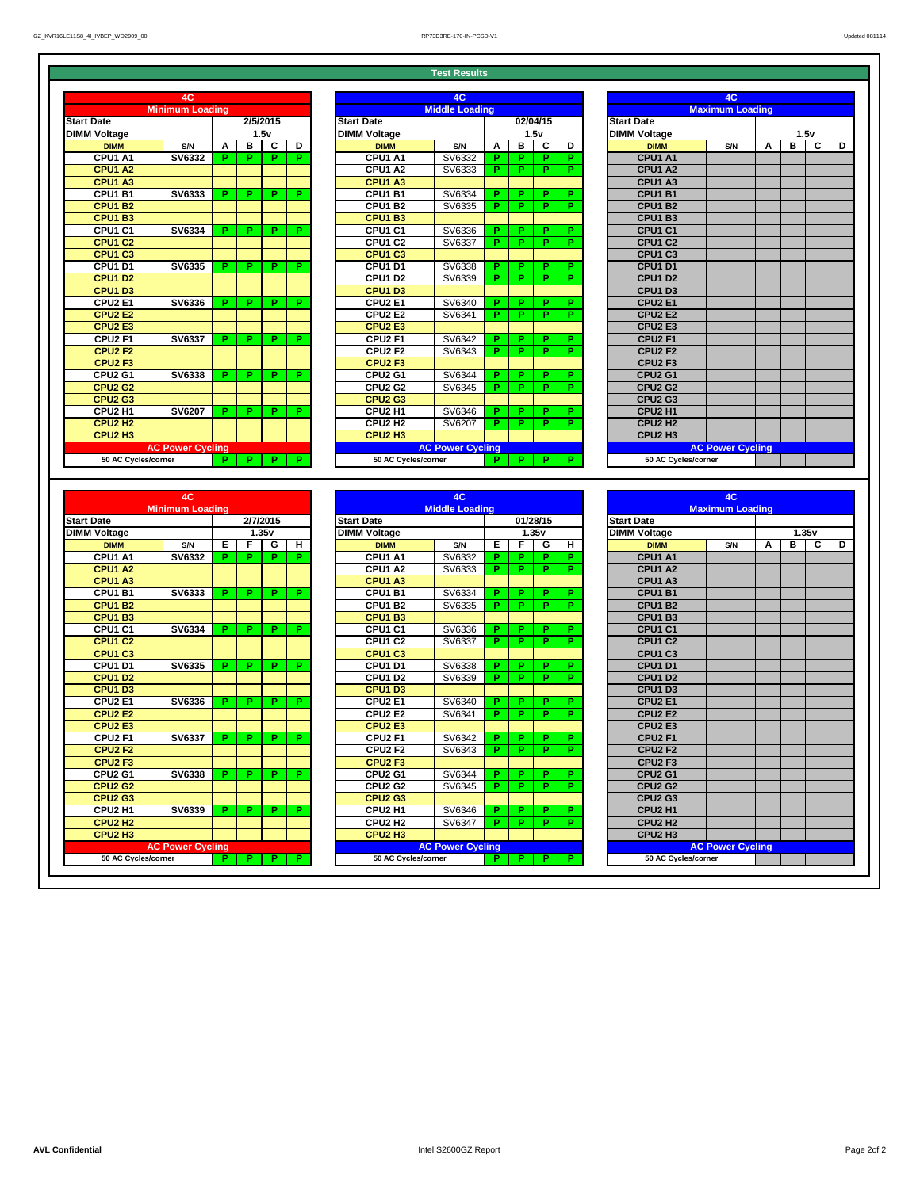## Test Results

| 4C | | | | | |
|---|---|---|---|---|---|
| **Minimum Loading** | | | | | |
| **Start Date** | | 2/5/2015 | | | |
| **DIMM Voltage** | | 1.5v | | | |
| **DIMM** | **S/N** | **A** | **B** | **C** | **D** |
| CPU1 A1 | SV6332 | P | P | P | P |
| CPU1 A2 | | | | | |
| CPU1 A3 | | | | | |
| CPU1 B1 | SV6333 | P | P | P | P |
| CPU1 B2 | | | | | |
| CPU1 B3 | | | | | |
| CPU1 C1 | SV6334 | P | P | P | P |
| CPU1 C2 | | | | | |
| CPU1 C3 | | | | | |
| CPU1 D1 | SV6335 | P | P | P | P |
| CPU1 D2 | | | | | |
| CPU1 D3 | | | | | |
| CPU2 E1 | SV6336 | P | P | P | P |
| CPU2 E2 | | | | | |
| CPU2 E3 | | | | | |
| CPU2 F1 | SV6337 | P | P | P | P |
| CPU2 F2 | | | | | |
| CPU2 F3 | | | | | |
| CPU2 G1 | SV6338 | P | P | P | P |
| CPU2 G2 | | | | | |
| CPU2 G3 | | | | | |
| CPU2 H1 | SV6207 | P | P | P | P |
| CPU2 H2 | | | | | |
| CPU2 H3 | | | | | |
| **AC Power Cycling** | | | | | |
| 50 AC Cycles/corner | | P | P | P | P |

| 4C | | | | | |
|---|---|---|---|---|---|
| **Middle Loading** | | | | | |
| **Start Date** | | 02/04/15 | | | |
| **DIMM Voltage** | | 1.5v | | | |
| **DIMM** | **S/N** | **A** | **B** | **C** | **D** |
| CPU1 A1 | SV6332 | P | P | P | P |
| CPU1 A2 | SV6333 | P | P | P | P |
| CPU1 A3 | | | | | |
| CPU1 B1 | SV6334 | P | P | P | P |
| CPU1 B2 | SV6335 | P | P | P | P |
| CPU1 B3 | | | | | |
| CPU1 C1 | SV6336 | P | P | P | P |
| CPU1 C2 | SV6337 | P | P | P | P |
| CPU1 C3 | | | | | |
| CPU1 D1 | SV6338 | P | P | P | P |
| CPU1 D2 | SV6339 | P | P | P | P |
| CPU1 D3 | | | | | |
| CPU2 E1 | SV6340 | P | P | P | P |
| CPU2 E2 | SV6341 | P | P | P | P |
| CPU2 E3 | | | | | |
| CPU2 F1 | SV6342 | P | P | P | P |
| CPU2 F2 | SV6343 | P | P | P | P |
| CPU2 F3 | | | | | |
| CPU2 G1 | SV6344 | P | P | P | P |
| CPU2 G2 | SV6345 | P | P | P | P |
| CPU2 G3 | | | | | |
| CPU2 H1 | SV6346 | P | P | P | P |
| CPU2 H2 | SV6207 | P | P | P | P |
| CPU2 H3 | | | | | |
| **AC Power Cycling** | | | | | |
| 50 AC Cycles/corner | | P | P | P | P |

| 4C | | | | | |
|---|---|---|---|---|---|
| **Maximum Loading** | | | | | |
| **Start Date** | | | | | |
| **DIMM Voltage** | | 1.5v | | | |
| **DIMM** | **S/N** | **A** | **B** | **C** | **D** |
| CPU1 A1 | | | | | |
| CPU1 A2 | | | | | |
| CPU1 A3 | | | | | |
| CPU1 B1 | | | | | |
| CPU1 B2 | | | | | |
| CPU1 B3 | | | | | |
| CPU1 C1 | | | | | |
| CPU1 C2 | | | | | |
| CPU1 C3 | | | | | |
| CPU1 D1 | | | | | |
| CPU1 D2 | | | | | |
| CPU1 D3 | | | | | |
| CPU2 E1 | | | | | |
| CPU2 E2 | | | | | |
| CPU2 E3 | | | | | |
| CPU2 F1 | | | | | |
| CPU2 F2 | | | | | |
| CPU2 F3 | | | | | |
| CPU2 G1 | | | | | |
| CPU2 G2 | | | | | |
| CPU2 G3 | | | | | |
| CPU2 H1 | | | | | |
| CPU2 H2 | | | | | |
| CPU2 H3 | | | | | |
| **AC Power Cycling** | | | | | |
| 50 AC Cycles/corner | | | | | |

| 4C | | | | | |
|---|---|---|---|---|---|
| **Minimum Loading** | | | | | |
| **Start Date** | | 2/7/2015 | | | |
| **DIMM Voltage** | | 1.35v | | | |
| **DIMM** | **S/N** | **E** | **F** | **G** | **H** |
| CPU1 A1 | SV6332 | P | P | P | P |
| CPU1 A2 | | | | | |
| CPU1 A3 | | | | | |
| CPU1 B1 | SV6333 | P | P | P | P |
| CPU1 B2 | | | | | |
| CPU1 B3 | | | | | |
| CPU1 C1 | SV6334 | P | P | P | P |
| CPU1 C2 | | | | | |
| CPU1 C3 | | | | | |
| CPU1 D1 | SV6335 | P | P | P | P |
| CPU1 D2 | | | | | |
| CPU1 D3 | | | | | |
| CPU2 E1 | SV6336 | P | P | P | P |
| CPU2 E2 | | | | | |
| CPU2 E3 | | | | | |
| CPU2 F1 | SV6337 | P | P | P | P |
| CPU2 F2 | | | | | |
| CPU2 F3 | | | | | |
| CPU2 G1 | SV6338 | P | P | P | P |
| CPU2 G2 | | | | | |
| CPU2 G3 | | | | | |
| CPU2 H1 | SV6339 | P | P | P | P |
| CPU2 H2 | | | | | |
| CPU2 H3 | | | | | |
| **AC Power Cycling** | | | | | |
| 50 AC Cycles/corner | | P | P | P | P |

| 4C | | | | | |
|---|---|---|---|---|---|
| **Middle Loading** | | | | | |
| **Start Date** | | 01/28/15 | | | |
| **DIMM Voltage** | | 1.35v | | | |
| **DIMM** | **S/N** | **E** | **F** | **G** | **H** |
| CPU1 A1 | SV6332 | P | P | P | P |
| CPU1 A2 | SV6333 | P | P | P | P |
| CPU1 A3 | | | | | |
| CPU1 B1 | SV6334 | P | P | P | P |
| CPU1 B2 | SV6335 | P | P | P | P |
| CPU1 B3 | | | | | |
| CPU1 C1 | SV6336 | P | P | P | P |
| CPU1 C2 | SV6337 | P | P | P | P |
| CPU1 C3 | | | | | |
| CPU1 D1 | SV6338 | P | P | P | P |
| CPU1 D2 | SV6339 | P | P | P | P |
| CPU1 D3 | | | | | |
| CPU2 E1 | SV6340 | P | P | P | P |
| CPU2 E2 | SV6341 | P | P | P | P |
| CPU2 E3 | | | | | |
| CPU2 F1 | SV6342 | P | P | P | P |
| CPU2 F2 | SV6343 | P | P | P | P |
| CPU2 F3 | | | | | |
| CPU2 G1 | SV6344 | P | P | P | P |
| CPU2 G2 | SV6345 | P | P | P | P |
| CPU2 G3 | | | | | |
| CPU2 H1 | SV6346 | P | P | P | P |
| CPU2 H2 | SV6347 | P | P | P | P |
| CPU2 H3 | | | | | |
| **AC Power Cycling** | | | | | |
| 50 AC Cycles/corner | | P | P | P | P |

| 4C | | | | | |
|---|---|---|---|---|---|
| **Maximum Loading** | | | | | |
| **Start Date** | | | | | |
| **DIMM Voltage** | | 1.35v | | | |
| **DIMM** | **S/N** | **A** | **B** | **C** | **D** |
| CPU1 A1 | | | | | |
| CPU1 A2 | | | | | |
| CPU1 A3 | | | | | |
| CPU1 B1 | | | | | |
| CPU1 B2 | | | | | |
| CPU1 B3 | | | | | |
| CPU1 C1 | | | | | |
| CPU1 C2 | | | | | |
| CPU1 C3 | | | | | |
| CPU1 D1 | | | | | |
| CPU1 D2 | | | | | |
| CPU1 D3 | | | | | |
| CPU2 E1 | | | | | |
| CPU2 E2 | | | | | |
| CPU2 E3 | | | | | |
| CPU2 F1 | | | | | |
| CPU2 F2 | | | | | |
| CPU2 F3 | | | | | |
| CPU2 G1 | | | | | |
| CPU2 G2 | | | | | |
| CPU2 G3 | | | | | |
| CPU2 H1 | | | | | |
| CPU2 H2 | | | | | |
| CPU2 H3 | | | | | |
| **AC Power Cycling** | | | | | |
| 50 AC Cycles/corner | | | | | |